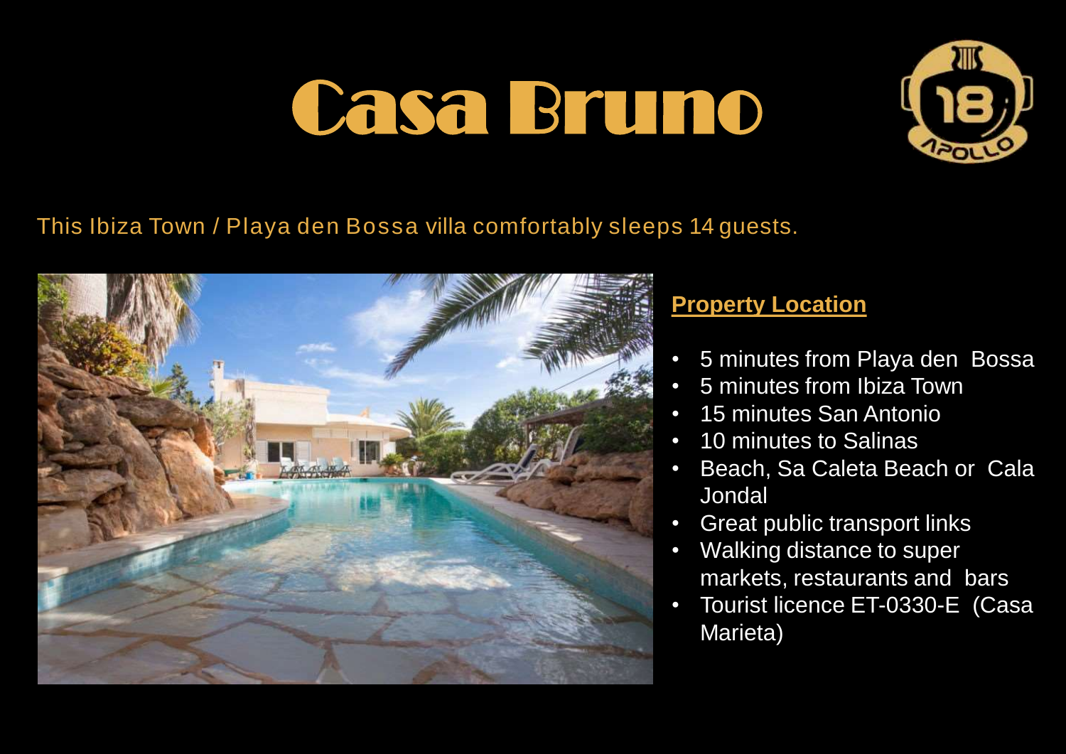# Casa Bruno

This Ibiza Town / Playa den Bossa villa comfortably sleeps 14 guests.

## Property Location

- 5 minutes from Playa den Bossa
- 5 minutes from Ibiza Town
- 15 minutes San Antonio
- 10 minutes to Salinas
- Beach, Sa Caleta Beach or Cala Jondal
- Great public transport links
- Walking distance to super markets, restaurants and bars
- Tourist licence ET-0330-E (Casa Marieta)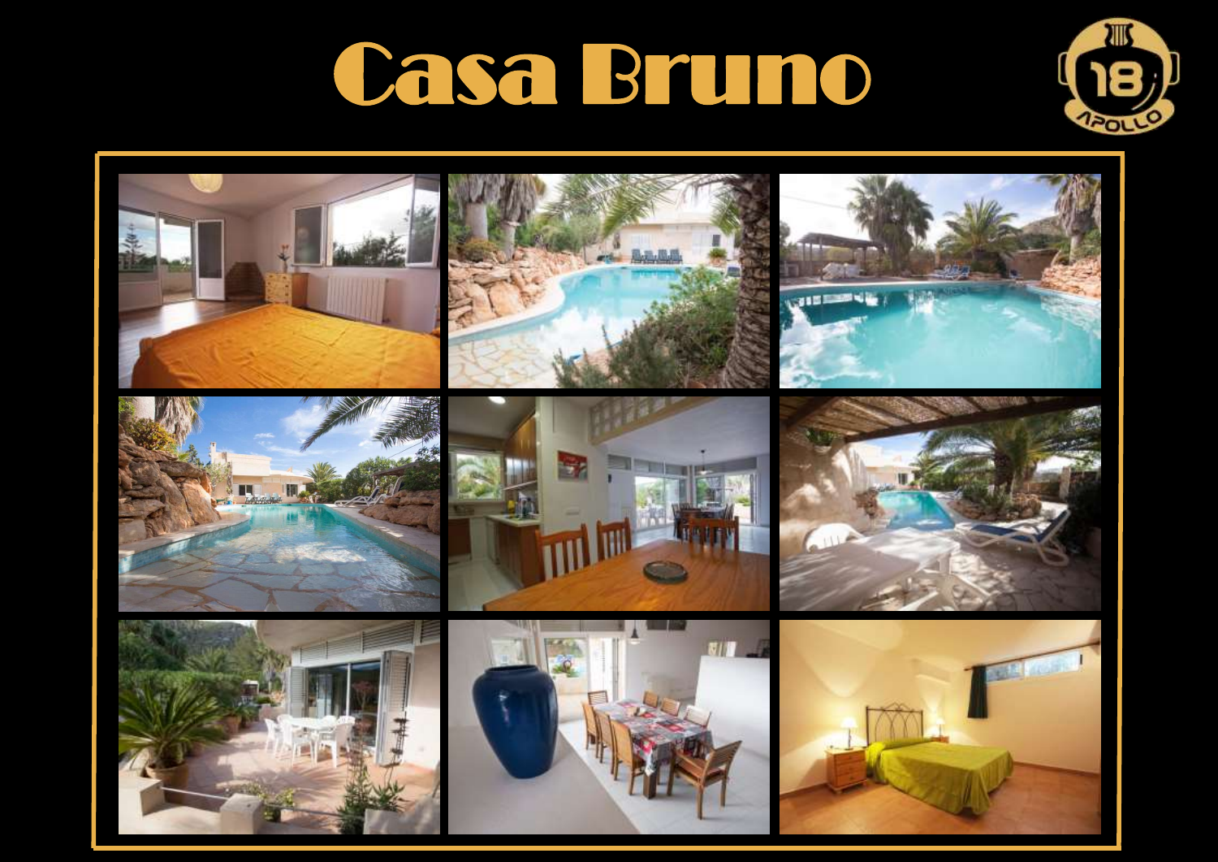# Casa Bruno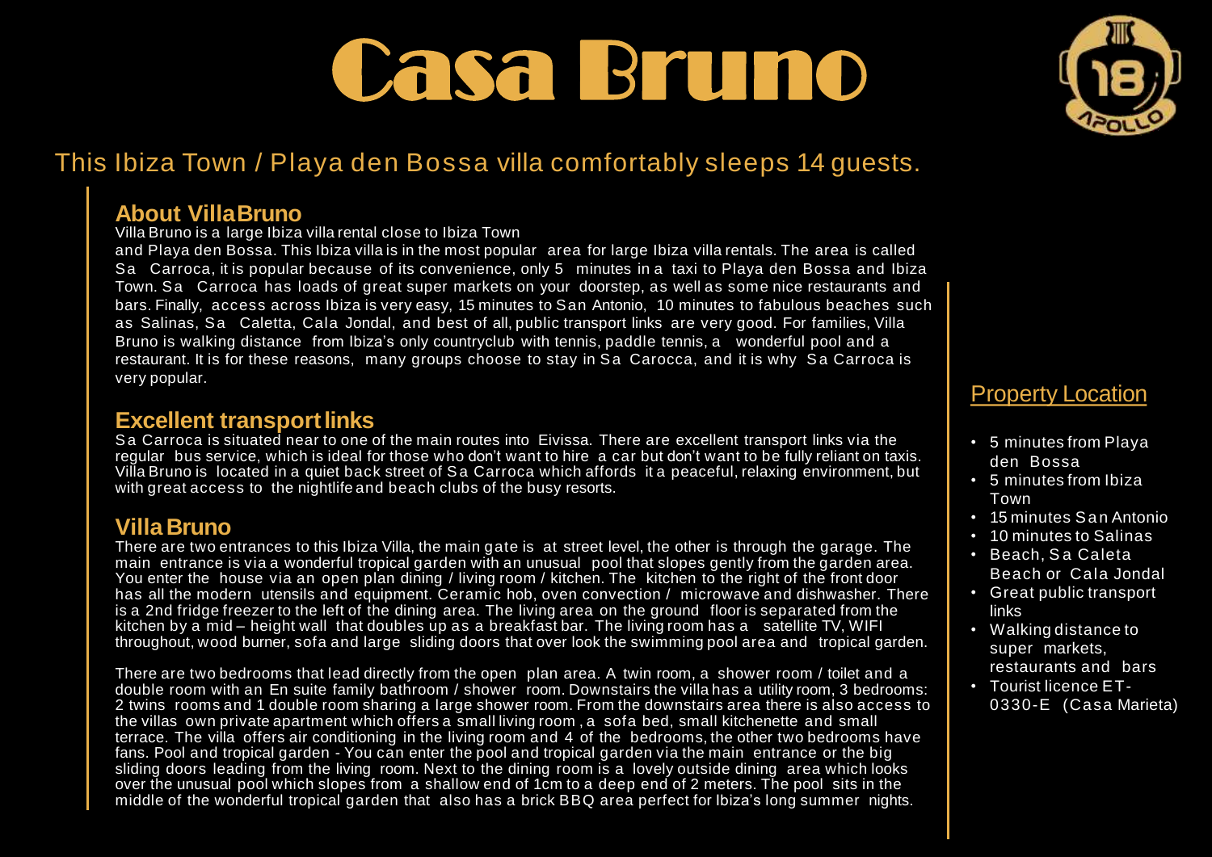# Casa Bruno

## This Ibiza Town / Playa den Bossa villa comfortably sleeps 14 guests.

### About VillaBruno

Villa Bruno is a large Ibiza villa rental close to Ibiza Town and Playa den Bossa. This Ibiza villa is in the most popular area for large Ibiza villa rentals. The area is called Sa Carroca, it is popular because of its convenience, only 5 minutes in a taxi to Playa den Bossa and Ibiza Town. Sa Carroca has loads of great super markets on your doorstep, as well as some nice restaurants and bars. Finally, access across Ibiza is very easy, 15 minutes to San Antonio, 10 minutes to fabulous beaches such as Salinas, Sa Caletta, Cala Jondal, and best of all, public transport links are very good. For families, Villa Bruno is walking distance from Ibiza's only countryclub with tennis, paddle tennis, a wonderful pool and a restaurant. It is for these reasons, many groups choose to stay in Sa Carocca, and it is why Sa Carroca is very popular.

### Excellent transport links

Sa Carroca is situated near to one of the main routes into Eivissa. There are excellent transport links via the regular bus service, which is ideal for those who don't want to hire a car but don't want to be fully reliant on taxis. Villa Bruno is located in a quiet back street of Sa Carroca which affords it a peaceful, relaxing environment, but with great access to the nightlife and beach clubs of the busy resorts.

### Villa Bruno

There are two entrances to this Ibiza Villa, the main gate is at street level, the other is through the garage. The main entrance is via a wonderful tropical garden with an unusual pool that slopes gently from the garden area. You enter the house via an open plan dining / living room / kitchen. The kitchen to the right of the front door has all the modern utensils and equipment. Ceramic hob, oven convection / microwave and dishwasher. There is a 2nd fridge freezer to the left of the dining area. The living area on the ground floor is separated from the kitchen by a mid – height wall that doubles up as a breakfast bar. The living room has a satellite TV, WIFI throughout, wood burner, sofa and large sliding doors that over look the swimming pool area and tropical garden.

There are two bedrooms that lead directly from the open plan area. A twin room, a shower room / toilet and a double room with an En suite family bathroom / shower room. Downstairs the villa has a utility room, 3 bedrooms: 2 twins rooms and 1 double room sharing a large shower room. From the downstairs area there is also access to the villas own private apartment which offers a small living room , a sofa bed, small kitchenette and small terrace. The villa offers air conditioning in the living room and 4 of the bedrooms, the other two bedrooms have fans. Pool and tropical garden - You can enter the pool and tropical garden via the main entrance or the big sliding doors leading from the living room. Next to the dining room is a lovely outside dining area which looks over the unusual pool which slopes from a shallow end of 1cm to a deep end of 2 meters. The pool sits in the middle of the wonderful tropical garden that also has a brick BBQ area perfect for Ibiza's long summer nights.

### Property Location

- 5 minutes from Playa den Bossa
- 5 minutes from Ibiza Town
- 15 minutes San Antonio
- 10 minutes to Salinas
- Beach, Sa Caleta Beach or Cala Jondal
- Great public transport links
- Walking distance to super markets, restaurants and bars
- Tourist licence ET-0330-E (Casa Marieta)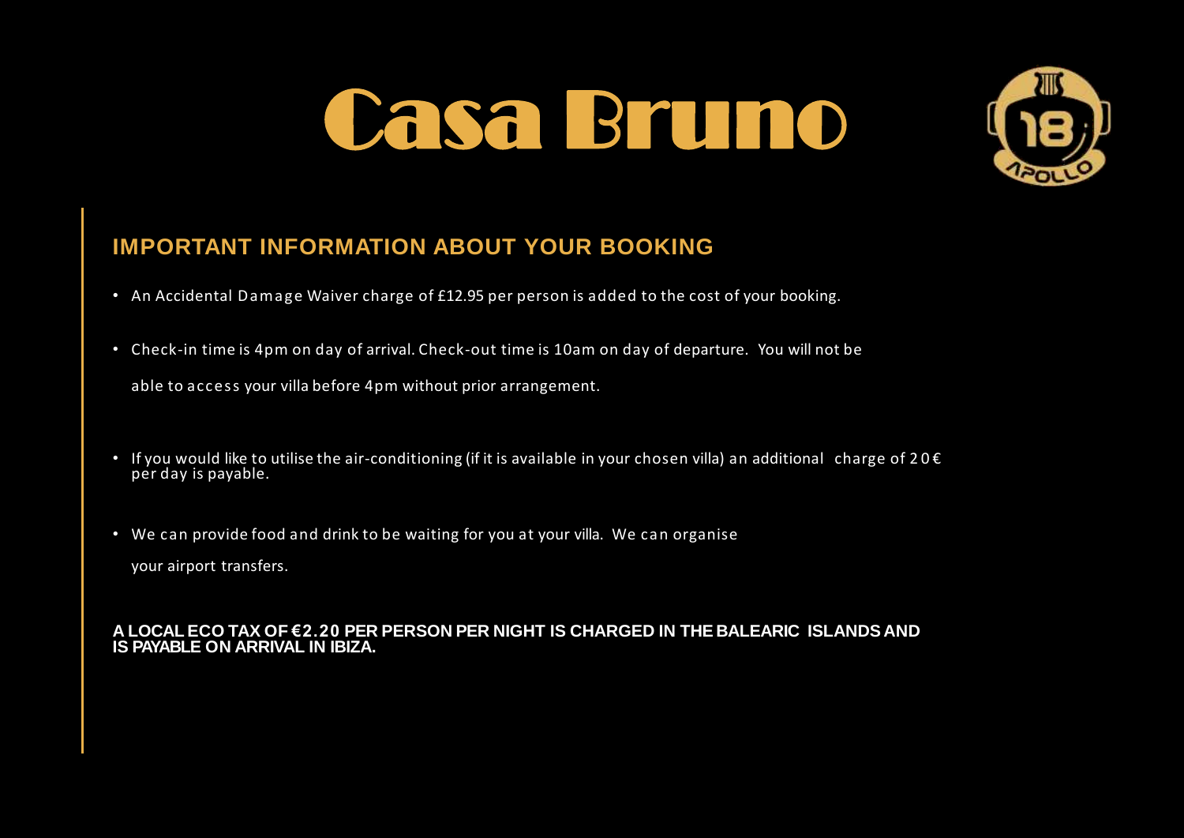# Casa Bruno

## IMPORTANT INFORMATION ABOUT YOUR BOOKING

- An Accidental Damage Waiver charge of £12.95 per person is added to the cost of your booking.
- Check-in time is 4pm on day of arrival. Check-out time is 10am on day of departure. You will not be able to access your villa before 4pm without prior arrangement.
- If you would like to utilise the air-conditioning (if it is available in your chosen villa) an additional charge of 20€ per day is payable.
- We can provide food and drink to be waiting for you at your villa. We can organise your airport transfers.

**A LOCAL ECO TAX OF €2.20 PER PERSON PER NIGHT IS CHARGED IN THE BALEARIC ISLANDS AND IS PAYABLE ON ARRIVAL IN IBIZA.**